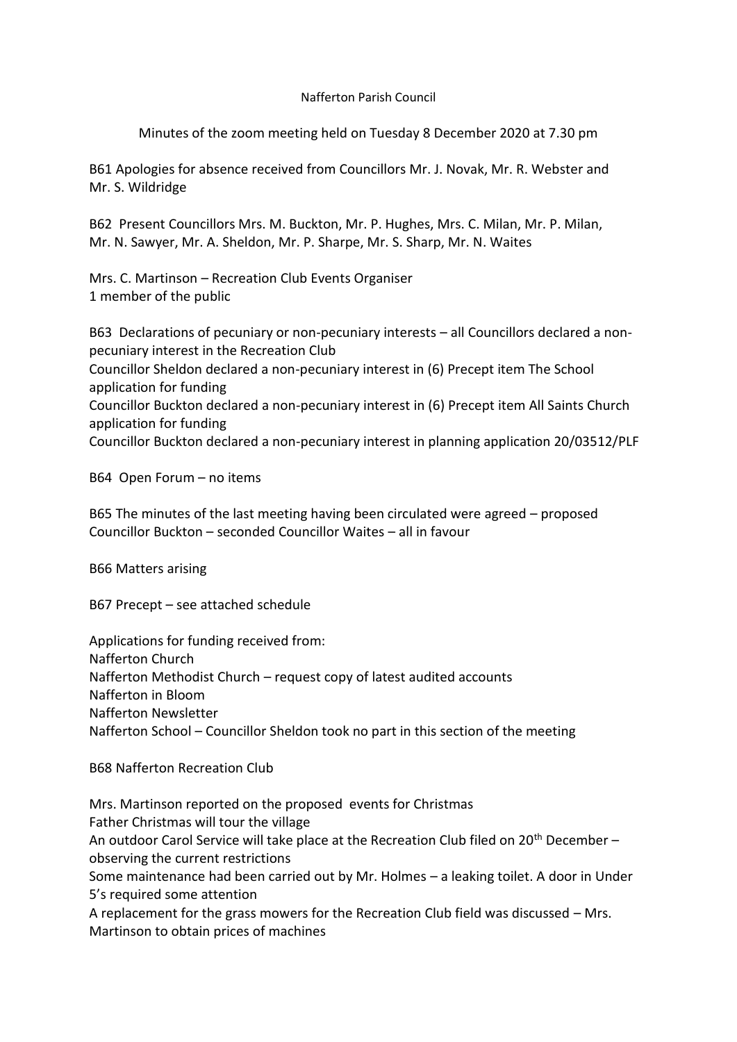Nafferton Parish Council

Minutes of the zoom meeting held on Tuesday 8 December 2020 at 7.30 pm

B61 Apologies for absence received from Councillors Mr. J. Novak, Mr. R. Webster and Mr. S. Wildridge

B62 Present Councillors Mrs. M. Buckton, Mr. P. Hughes, Mrs. C. Milan, Mr. P. Milan, Mr. N. Sawyer, Mr. A. Sheldon, Mr. P. Sharpe, Mr. S. Sharp, Mr. N. Waites

Mrs. C. Martinson – Recreation Club Events Organiser
1 member of the public

B63 Declarations of pecuniary or non-pecuniary interests – all Councillors declared a non-pecuniary interest in the Recreation Club
Councillor Sheldon declared a non-pecuniary interest in (6) Precept item The School application for funding
Councillor Buckton declared a non-pecuniary interest in (6) Precept item All Saints Church application for funding
Councillor Buckton declared a non-pecuniary interest in planning application 20/03512/PLF

B64 Open Forum – no items

B65 The minutes of the last meeting having been circulated were agreed – proposed Councillor Buckton – seconded Councillor Waites – all in favour

B66 Matters arising

B67 Precept – see attached schedule

Applications for funding received from:
Nafferton Church
Nafferton Methodist Church – request copy of latest audited accounts
Nafferton in Bloom
Nafferton Newsletter
Nafferton School – Councillor Sheldon took no part in this section of the meeting

B68 Nafferton Recreation Club

Mrs. Martinson reported on the proposed events for Christmas
Father Christmas will tour the village
An outdoor Carol Service will take place at the Recreation Club filed on 20th December – observing the current restrictions
Some maintenance had been carried out by Mr. Holmes – a leaking toilet. A door in Under 5's required some attention
A replacement for the grass mowers for the Recreation Club field was discussed – Mrs. Martinson to obtain prices of machines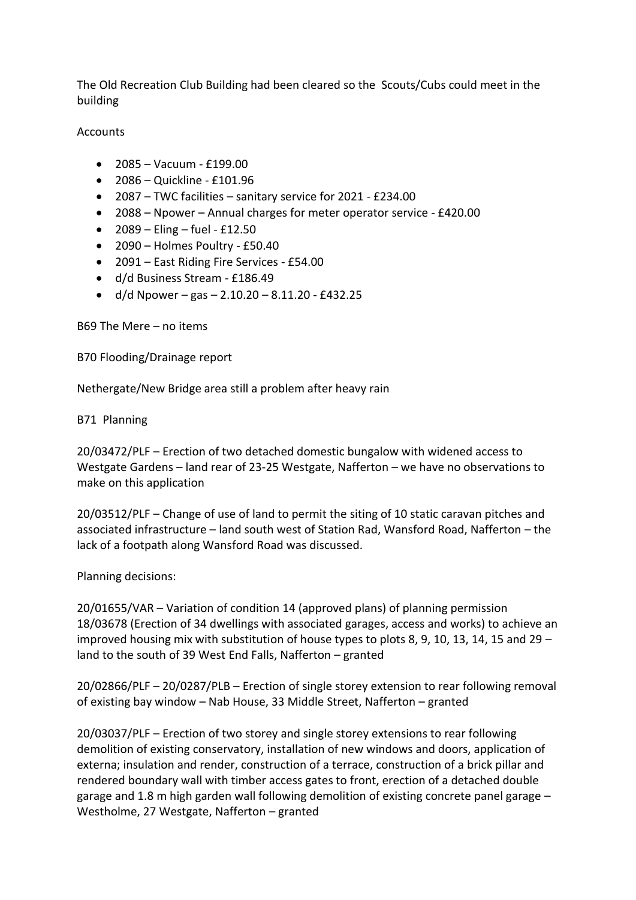The Old Recreation Club Building had been cleared so the Scouts/Cubs could meet in the building

Accounts

- 2085 – Vacuum - £199.00
- 2086 – Quickline - £101.96
- 2087 – TWC facilities – sanitary service for 2021 - £234.00
- 2088 – Npower – Annual charges for meter operator service - £420.00
- 2089 – Eling – fuel - £12.50
- 2090 – Holmes Poultry - £50.40
- 2091 – East Riding Fire Services - £54.00
- d/d Business Stream - £186.49
- d/d Npower – gas – 2.10.20 – 8.11.20 - £432.25

B69 The Mere – no items

B70 Flooding/Drainage report

Nethergate/New Bridge area still a problem after heavy rain

B71 Planning

20/03472/PLF – Erection of two detached domestic bungalow with widened access to Westgate Gardens – land rear of 23-25 Westgate, Nafferton – we have no observations to make on this application

20/03512/PLF – Change of use of land to permit the siting of 10 static caravan pitches and associated infrastructure – land south west of Station Rad, Wansford Road, Nafferton – the lack of a footpath along Wansford Road was discussed.

Planning decisions:

20/01655/VAR – Variation of condition 14 (approved plans) of planning permission 18/03678 (Erection of 34 dwellings with associated garages, access and works) to achieve an improved housing mix with substitution of house types to plots 8, 9, 10, 13, 14, 15 and 29 – land to the south of 39 West End Falls, Nafferton – granted

20/02866/PLF – 20/0287/PLB – Erection of single storey extension to rear following removal of existing bay window – Nab House, 33 Middle Street, Nafferton – granted

20/03037/PLF – Erection of two storey and single storey extensions to rear following demolition of existing conservatory, installation of new windows and doors, application of externa; insulation and render, construction of a terrace, construction of a brick pillar and rendered boundary wall with timber access gates to front, erection of a detached double garage and 1.8 m high garden wall following demolition of existing concrete panel garage – Westholme, 27 Westgate, Nafferton – granted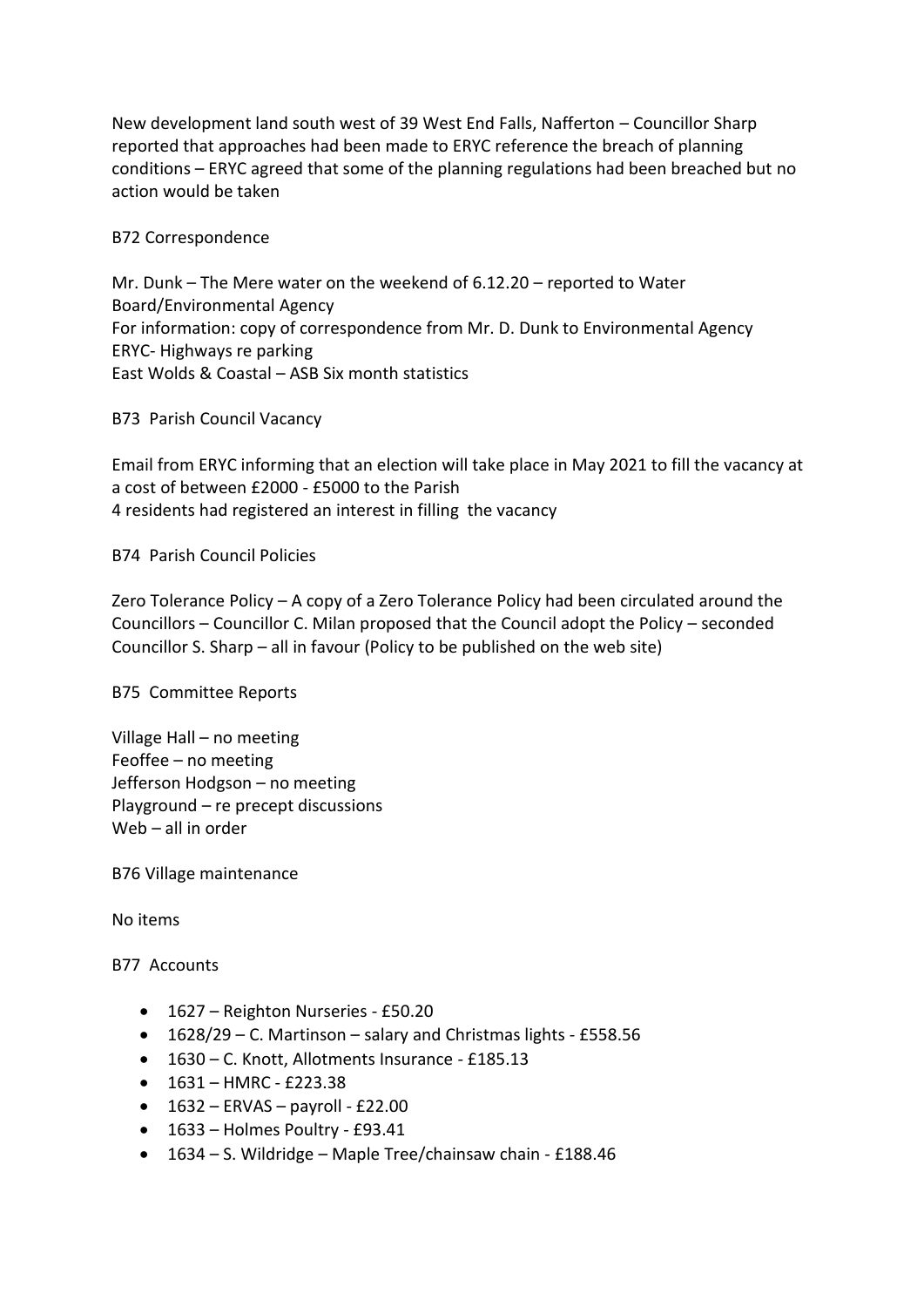New development land south west of 39 West End Falls, Nafferton – Councillor Sharp reported that approaches had been made to ERYC reference the breach of planning conditions – ERYC agreed that some of the planning regulations had been breached but no action would be taken

B72 Correspondence

Mr. Dunk – The Mere water on the weekend of 6.12.20 – reported to Water Board/Environmental Agency
For information: copy of correspondence from Mr. D. Dunk to Environmental Agency
ERYC- Highways re parking
East Wolds & Coastal – ASB Six month statistics

B73 Parish Council Vacancy

Email from ERYC informing that an election will take place in May 2021 to fill the vacancy at a cost of between £2000 - £5000 to the Parish
4 residents had registered an interest in filling the vacancy

B74 Parish Council Policies

Zero Tolerance Policy – A copy of a Zero Tolerance Policy had been circulated around the Councillors – Councillor C. Milan proposed that the Council adopt the Policy – seconded Councillor S. Sharp – all in favour (Policy to be published on the web site)

B75 Committee Reports

Village Hall – no meeting
Feoffee – no meeting
Jefferson Hodgson – no meeting
Playground – re precept discussions
Web – all in order

B76 Village maintenance

No items

B77 Accounts

- 1627 – Reighton Nurseries - £50.20
- 1628/29 – C. Martinson – salary and Christmas lights - £558.56
- 1630 – C. Knott, Allotments Insurance - £185.13
- 1631 – HMRC - £223.38
- 1632 – ERVAS – payroll - £22.00
- 1633 – Holmes Poultry - £93.41
- 1634 – S. Wildridge – Maple Tree/chainsaw chain - £188.46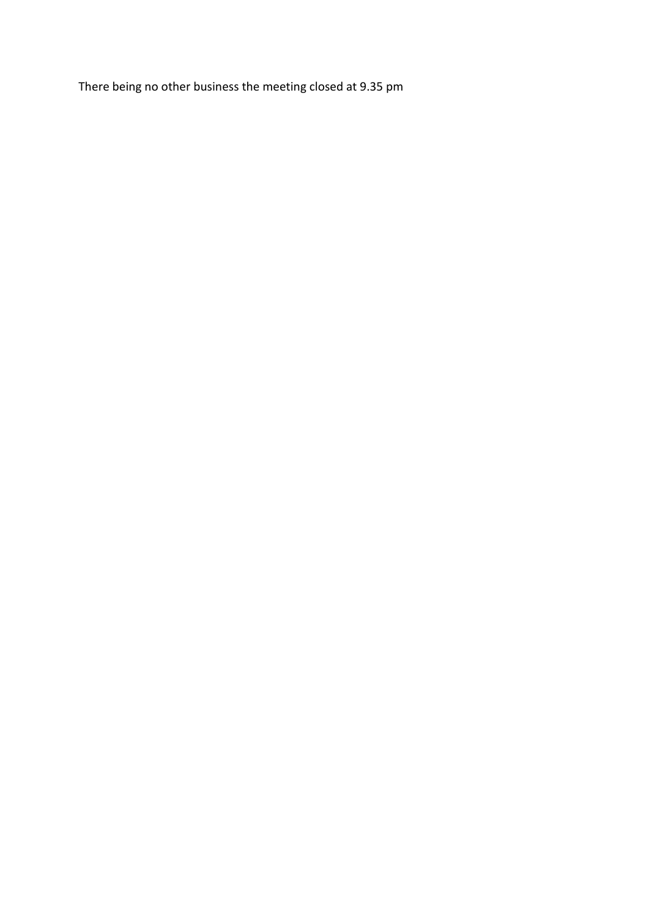There being no other business the meeting closed at 9.35 pm